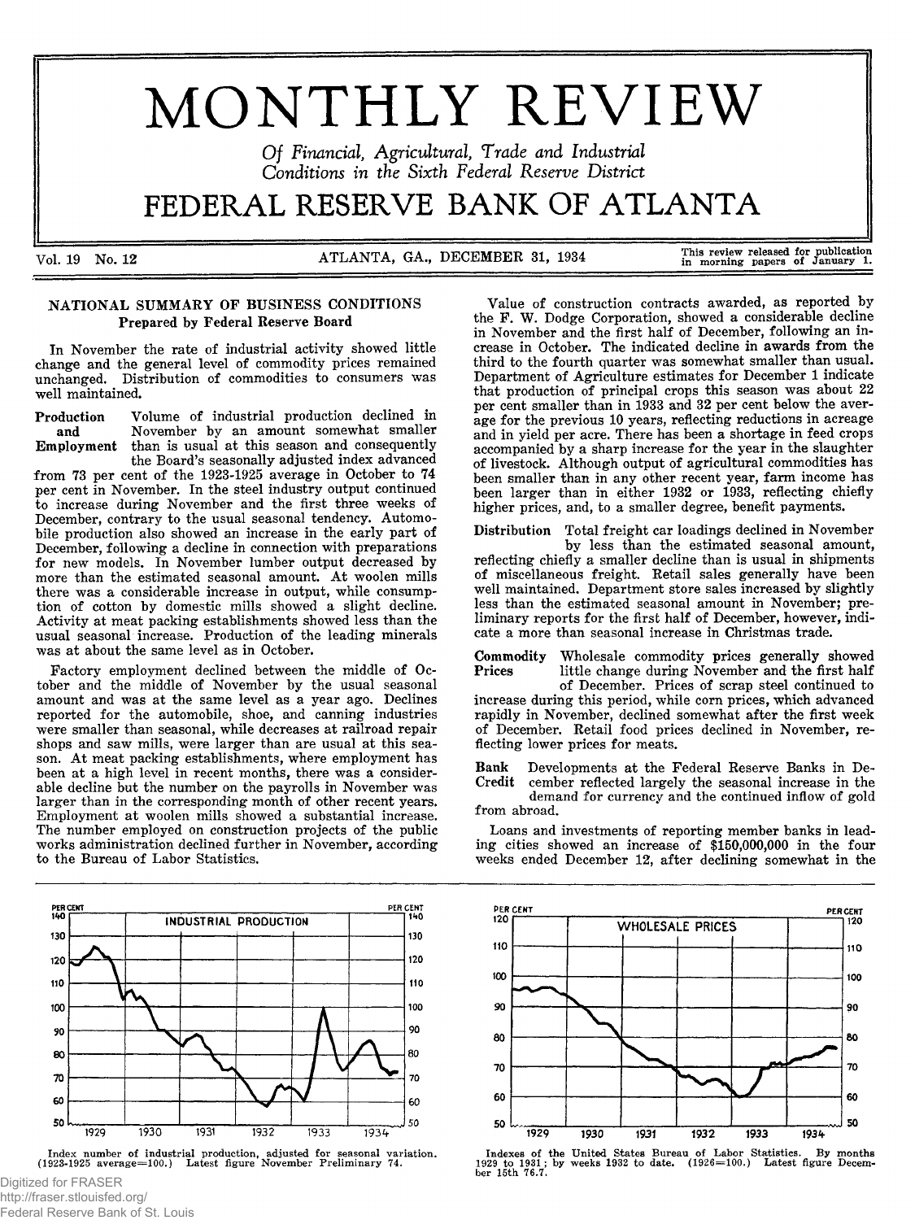# MONTHLY REVIEW

*Of Financial, Agricultural, Trade and Industrial Conditions in the Sixth Federal Reserve District*

# FEDERAL RESERVE BANK OF ATLANTA

Vol. 19 No. 12 — ATLANTA, GA., DECEMBER 31, 1934 — This review released for publication in morning papers of January 1.

## NATIONAL SUMMARY OF BUSINESS CONDITIONS
### Prepared by Federal Reserve Board

In November the rate of industrial activity showed little change and the general level of commodity prices remained unchanged. Distribution of commodities to consumers was well maintained.

**Production and Employment** Volume of industrial production declined in November by an amount somewhat smaller than is usual at this season and consequently the Board's seasonally adjusted index advanced from 73 per cent of the 1923-1925 average in October to 74 per cent in November. In the steel industry output continued to increase during November and the first three weeks of December, contrary to the usual seasonal tendency. Automobile production also showed an increase in the early part of December, following a decline in connection with preparations for new models. In November lumber output decreased by more than the estimated seasonal amount. At woolen mills there was a considerable increase in output, while consumption of cotton by domestic mills showed a slight decline. Activity at meat packing establishments showed less than the usual seasonal increase. Production of the leading minerals was at about the same level as in October.

Factory employment declined between the middle of October and the middle of November by the usual seasonal amount and was at the same level as a year ago. Declines reported for the automobile, shoe, and canning industries were smaller than seasonal, while decreases at railroad repair shops and saw mills, were larger than are usual at this season. At meat packing establishments, where employment has been at a high level in recent months, there was a considerable decline but the number on the payrolls in November was larger than in the corresponding month of other recent years. Employment at woolen mills showed a substantial increase. The number employed on construction projects of the public works administration declined further in November, according to the Bureau of Labor Statistics.

Value of construction contracts awarded, as reported by the F. W. Dodge Corporation, showed a considerable decline in November and the first half of December, following an increase in October. The indicated decline in awards from the third to the fourth quarter was somewhat smaller than usual. Department of Agriculture estimates for December 1 indicate that production of principal crops this season was about 22 per cent smaller than in 1933 and 32 per cent below the average for the previous 10 years, reflecting reductions in acreage and in yield per acre. There has been a shortage in feed crops accompanied by a sharp increase for the year in the slaughter of livestock. Although output of agricultural commodities has been smaller than in any other recent year, farm income has been larger than in either 1932 or 1933, reflecting chiefly higher prices, and, to a smaller degree, benefit payments.

**Distribution** Total freight car loadings declined in November by less than the estimated seasonal amount, reflecting chiefly a smaller decline than is usual in shipments of miscellaneous freight. Retail sales generally have been well maintained. Department store sales increased by slightly less than the estimated seasonal amount in November; preliminary reports for the first half of December, however, indicate a more than seasonal increase in Christmas trade.

**Commodity Prices** Wholesale commodity prices generally showed little change during November and the first half of December. Prices of scrap steel continued to increase during this period, while corn prices, which advanced rapidly in November, declined somewhat after the first week of December. Retail food prices declined in November, reflecting lower prices for meats.

**Bank Credit** Developments at the Federal Reserve Banks in December reflected largely the seasonal increase in the demand for currency and the continued inflow of gold from abroad.

Loans and investments of reporting member banks in leading cities showed an increase of $150,000,000 in the four weeks ended December 12, after declining somewhat in the

INDUSTRIAL PRODUCTION

Index number of industrial production, adjusted for seasonal variation. (1923-1925 average=100.) Latest figure November Preliminary 74.

WHOLESALE PRICES

Indexes of the United States Bureau of Labor Statistics. By months 1929 to 1931; by weeks 1932 to date. (1926=100.) Latest figure December 15th 76.7.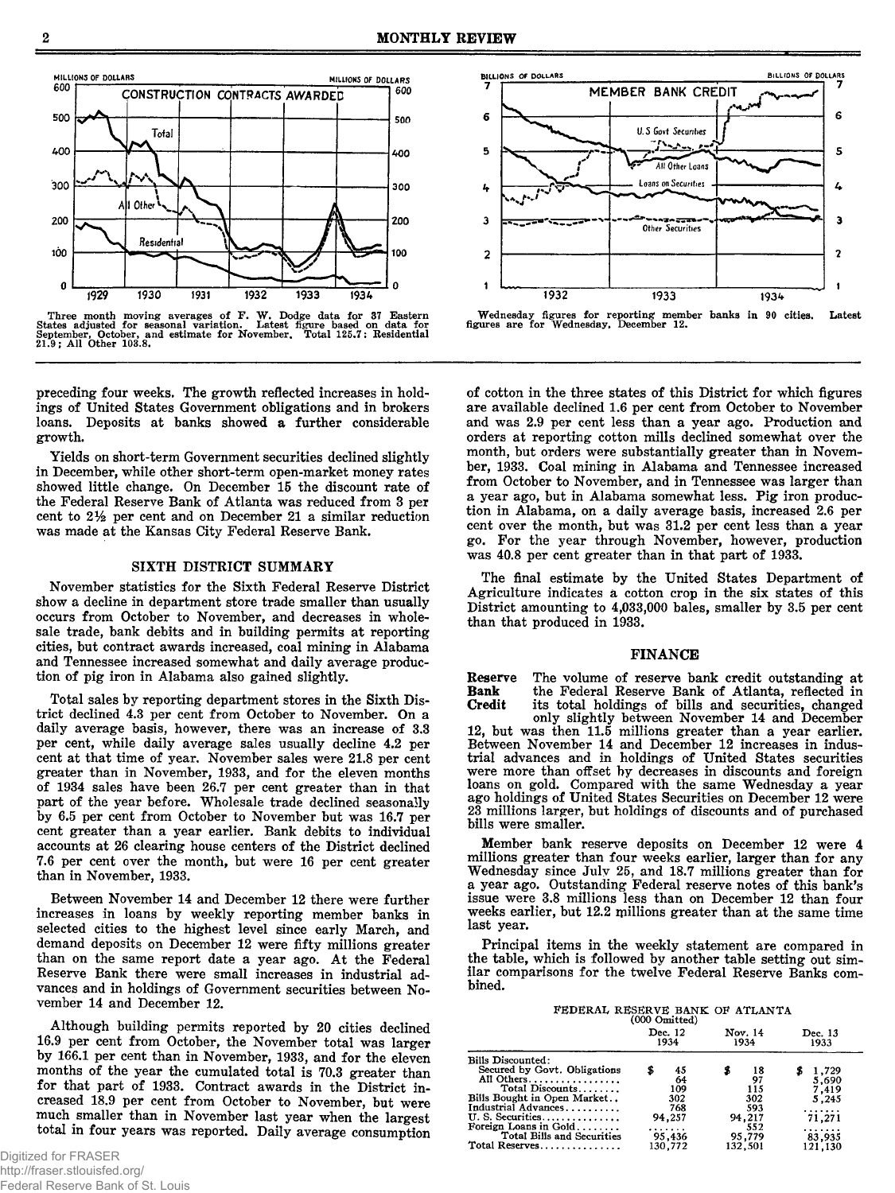Three month moving averages of F. W. Dodge data for 37 Eastern States adjusted for seasonal variation. Latest figure based on data for September, October, and estimate for November. Total 125.7; Residential 21.9; All Other 103.8.

Wednesday figures for reporting member banks in 90 cities. Latest figures are for Wednesday, December 12.

preceding four weeks. The growth reflected increases in holdings of United States Government obligations and in brokers loans. Deposits at banks showed a further considerable growth.

Yields on short-term Government securities declined slightly in December, while other short-term open-market money rates showed little change. On December 15 the discount rate of the Federal Reserve Bank of Atlanta was reduced from 3 per cent to 2½ per cent and on December 21 a similar reduction was made at the Kansas City Federal Reserve Bank.

## SIXTH DISTRICT SUMMARY

November statistics for the Sixth Federal Reserve District show a decline in department store trade smaller than usually occurs from October to November, and decreases in wholesale trade, bank debits and in building permits at reporting cities, but contract awards increased, coal mining in Alabama and Tennessee increased somewhat and daily average production of pig iron in Alabama also gained slightly.

Total sales by reporting department stores in the Sixth District declined 4.3 per cent from October to November. On a daily average basis, however, there was an increase of 3.3 per cent, while daily average sales usually decline 4.2 per cent at that time of year. November sales were 21.8 per cent greater than in November, 1933, and for the eleven months of 1934 sales have been 26.7 per cent greater than in that part of the year before. Wholesale trade declined seasonally by 6.5 per cent from October to November but was 16.7 per cent greater than a year earlier. Bank debits to individual accounts at 26 clearing house centers of the District declined 7.6 per cent over the month, but were 16 per cent greater than in November, 1933.

Between November 14 and December 12 there were further increases in loans by weekly reporting member banks in selected cities to the highest level since early March, and demand deposits on December 12 were fifty millions greater than on the same report date a year ago. At the Federal Reserve Bank there were small increases in industrial advances and in holdings of Government securities between November 14 and December 12.

Although building permits reported by 20 cities declined 16.9 per cent from October, the November total was larger by 166.1 per cent than in November, 1933, and for the eleven months of the year the cumulated total is 70.3 greater than for that part of 1933. Contract awards in the District increased 18.9 per cent from October to November, but were much smaller than in November last year when the largest total in four years was reported. Daily average consumption of cotton in the three states of this District for which figures are available declined 1.6 per cent from October to November and was 2.9 per cent less than a year ago. Production and orders at reporting cotton mills declined somewhat over the month, but orders were substantially greater than in November, 1933. Coal mining in Alabama and Tennessee increased from October to November, and in Tennessee was larger than a year ago, but in Alabama somewhat less. Pig iron production in Alabama, on a daily average basis, increased 2.6 per cent over the month, but was 31.2 per cent less than a year go. For the year through November, however, production was 40.8 per cent greater than in that part of 1933.

The final estimate by the United States Department of Agriculture indicates a cotton crop in the six states of this District amounting to 4,033,000 bales, smaller by 3.5 per cent than that produced in 1933.

## FINANCE

**Reserve Bank Credit** The volume of reserve bank credit outstanding at the Federal Reserve Bank of Atlanta, reflected in its total holdings of bills and securities, changed only slightly between November 14 and December 12, but was then 11.5 millions greater than a year earlier. Between November 14 and December 12 increases in industrial advances and in holdings of United States securities were more than offset by decreases in discounts and foreign loans on gold. Compared with the same Wednesday a year ago holdings of United States Securities on December 12 were 23 millions larger, but holdings of discounts and of purchased bills were smaller.

Member bank reserve deposits on December 12 were 4 millions greater than four weeks earlier, larger than for any Wednesday since July 25, and 18.7 millions greater than for a year ago. Outstanding Federal reserve notes of this bank's issue were 3.8 millions less than on December 12 than four weeks earlier, but 12.2 millions greater than at the same time last year.

Principal items in the weekly statement are compared in the table, which is followed by another table setting out similar comparisons for the twelve Federal Reserve Banks combined.

FEDERAL RESERVE BANK OF ATLANTA
(000 Omitted)

| | Dec. 12 1934 | Nov. 14 1934 | Dec. 13 1933 |
|---|---|---|---|
| Bills Discounted: | | | |
| Secured by Govt. Obligations | $ 45 | $ 18 | $ 1,729 |
| All Others | 64 | 97 | 5,690 |
| Total Discounts | 109 | 115 | 7,419 |
| Bills Bought in Open Market | 302 | 302 | 5,245 |
| Industrial Advances | 768 | 593 | ....... |
| U. S. Securities | 94,257 | 94,217 | 71,271 |
| Foreign Loans in Gold | ....... | 552 | ....... |
| Total Bills and Securities | 95,436 | 95,779 | 83,935 |
| Total Reserves | 130,772 | 132,501 | 121,130 |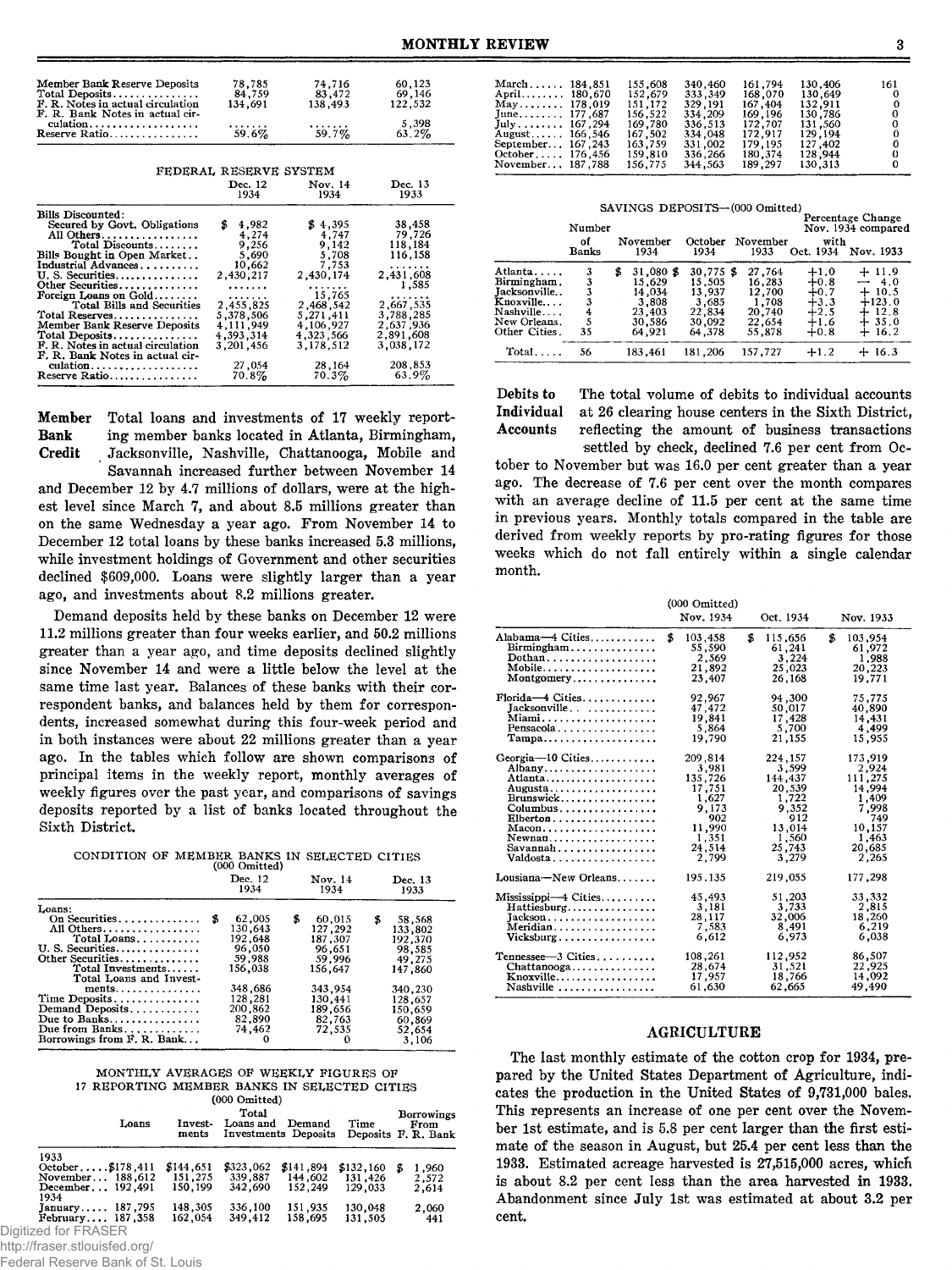| | | | |
|---|---|---|---|
| Member Bank Reserve Deposits | 78,785 | 74,716 | 60,123 |
| Total Deposits | 84,759 | 83,472 | 69,146 |
| F. R. Notes in actual circulation | 134,691 | 138,493 | 122,532 |
| F. R. Bank Notes in actual circulation | ....... | ....... | 5,398 |
| Reserve Ratio | 59.6% | 59.7% | 63.2% |

FEDERAL RESERVE SYSTEM

| | Dec. 12 1934 | Nov. 14 1934 | Dec. 13 1933 |
|---|---|---|---|
| Bills Discounted: | | | |
| Secured by Govt. Obligations | $ 4,982 | $ 4,395 | 38,458 |
| All Others | 4,274 | 4,747 | 79,726 |
| Total Discounts | 9,256 | 9,142 | 118,184 |
| Bills Bought in Open Market | 5,690 | 5,708 | 116,158 |
| Industrial Advances | 10,662 | 7,753 | ....... |
| U. S. Securities | 2,430,217 | 2,430,174 | 2,431,608 |
| Other Securities | ....... | ....... | 1,585 |
| Foreign Loans on Gold | ....... | 15,765 | ....... |
| Total Bills and Securities | 2,455,825 | 2,468,542 | 2,667,535 |
| Total Reserves | 5,378,506 | 5,271,411 | 3,788,285 |
| Member Bank Reserve Deposits | 4,111,949 | 4,106,927 | 2,637,936 |
| Total Deposits | 4,393,314 | 4,323,566 | 2,891,608 |
| F. R. Notes in actual circulation | 3,201,456 | 3,178,512 | 3,038,172 |
| F. R. Bank Notes in actual circulation | 27,054 | 28,164 | 208,853 |
| Reserve Ratio | 70.8% | 70.3% | 63.9% |

**Member Bank Credit** Total loans and investments of 17 weekly reporting member banks located in Atlanta, Birmingham, Jacksonville, Nashville, Chattanooga, Mobile and Savannah increased further between November 14 and December 12 by 4.7 millions of dollars, were at the highest level since March 7, and about 8.5 millions greater than on the same Wednesday a year ago. From November 14 to December 12 total loans by these banks increased 5.3 millions, while investment holdings of Government and other securities declined $609,000. Loans were slightly larger than a year ago, and investments about 8.2 millions greater.

Demand deposits held by these banks on December 12 were 11.2 millions greater than four weeks earlier, and 50.2 millions greater than a year ago, and time deposits declined slightly since November 14 and were a little below the level at the same time last year. Balances of these banks with their correspondent banks, and balances held by them for correspondents, increased somewhat during this four-week period and in both instances were about 22 millions greater than a year ago. In the tables which follow are shown comparisons of principal items in the weekly report, monthly averages of weekly figures over the past year, and comparisons of savings deposits reported by a list of banks located throughout the Sixth District.

CONDITION OF MEMBER BANKS IN SELECTED CITIES (000 Omitted)

| | Dec. 12 1934 | Nov. 14 1934 | Dec. 13 1933 |
|---|---|---|---|
| Loans: | | | |
| On Securities | $ 62,005 | $ 60,015 | $ 58,568 |
| All Others | 130,643 | 127,292 | 133,802 |
| Total Loans | 192,648 | 187,307 | 192,370 |
| U. S. Securities | 96,050 | 96,651 | 98,585 |
| Other Securities | 59,988 | 59,996 | 49,275 |
| Total Investments | 156,038 | 156,647 | 147,860 |
| Total Loans and Investments | 348,686 | 343,954 | 340,230 |
| Time Deposits | 128,281 | 130,441 | 128,657 |
| Demand Deposits | 200,862 | 189,656 | 150,659 |
| Due to Banks | 82,890 | 82,763 | 60,869 |
| Due from Banks | 74,462 | 72,535 | 52,654 |
| Borrowings from F. R. Bank | 0 | 0 | 3,106 |

MONTHLY AVERAGES OF WEEKLY FIGURES OF 17 REPORTING MEMBER BANKS IN SELECTED CITIES (000 Omitted)

| | Loans | Investments | Total Loans and Investments | Demand Deposits | Time Deposits | Borrowings From F. R. Bank |
|---|---|---|---|---|---|---|
| 1933 | | | | | | |
| October | $178,411 | $144,651 | $323,062 | $141,894 | $132,160 | $ 1,960 |
| November | 188,612 | 151,275 | 339,887 | 144,602 | 131,426 | 2,572 |
| December | 192,491 | 150,199 | 342,690 | 152,249 | 129,033 | 2,614 |
| 1934 | | | | | | |
| January | 187,795 | 148,305 | 336,100 | 151,935 | 130,048 | 2,060 |
| February | 187,358 | 162,054 | 349,412 | 158,695 | 131,505 | 441 |
| March | 184,851 | 155,608 | 340,460 | 161,794 | 130,406 | 161 |
| April | 180,670 | 152,679 | 333,349 | 168,070 | 130,649 | 0 |
| May | 178,019 | 151,172 | 329,191 | 167,404 | 132,911 | 0 |
| June | 177,687 | 156,522 | 334,209 | 169,196 | 130,786 | 0 |
| July | 167,294 | 169,780 | 336,513 | 172,707 | 131,560 | 0 |
| August | 166,546 | 167,502 | 334,048 | 172,917 | 129,194 | 0 |
| September | 167,243 | 163,759 | 331,002 | 179,195 | 127,402 | 0 |
| October | 176,456 | 159,810 | 336,266 | 180,374 | 128,944 | 0 |
| November | 187,788 | 156,775 | 344,563 | 189,297 | 130,313 | 0 |

SAVINGS DEPOSITS—(000 Omitted)

| | Number of Banks | November 1934 | October 1934 | November 1933 | Percentage Change Nov. 1934 compared with Oct. 1934 | Nov. 1933 |
|---|---|---|---|---|---|---|
| Atlanta | 3 | $ 31,080 | $ 30,775 | $ 27,764 | +1.0 | + 11.9 |
| Birmingham | 3 | 15,629 | 15,505 | 16,283 | +0.8 | — 4.0 |
| Jacksonville | 3 | 14,034 | 13,937 | 12,700 | +0.7 | + 10.5 |
| Knoxville | 3 | 3,808 | 3,685 | 1,708 | +3.3 | +123.0 |
| Nashville | 4 | 23,403 | 22,834 | 20,740 | +2.5 | + 12.8 |
| New Orleans | 5 | 30,586 | 30,092 | 22,654 | +1.6 | + 35.0 |
| Other Cities | 35 | 64,921 | 64,378 | 55,878 | +0.8 | + 16.2 |
| Total | 56 | 183,461 | 181,206 | 157,727 | +1.2 | + 16.3 |

**Debits to Individual Accounts** The total volume of debits to individual accounts at 26 clearing house centers in the Sixth District, reflecting the amount of business transactions settled by check, declined 7.6 per cent from October to November but was 16.0 per cent greater than a year ago. The decrease of 7.6 per cent over the month compares with an average decline of 11.5 per cent at the same time in previous years. Monthly totals compared in the table are derived from weekly reports by pro-rating figures for those weeks which do not fall entirely within a single calendar month.

(000 Omitted)

| | Nov. 1934 | Oct. 1934 | Nov. 1933 |
|---|---|---|---|
| Alabama—4 Cities | $ 103,458 | $ 115,656 | $ 103,954 |
| Birmingham | 55,590 | 61,241 | 61,972 |
| Dothan | 2,569 | 3,224 | 1,988 |
| Mobile | 21,892 | 25,023 | 20,223 |
| Montgomery | 23,407 | 26,168 | 19,771 |
| Florida—4 Cities | 92,967 | 94,300 | 75,775 |
| Jacksonville | 47,472 | 50,017 | 40,890 |
| Miami | 19,841 | 17,428 | 14,431 |
| Pensacola | 5,864 | 5,700 | 4,499 |
| Tampa | 19,790 | 21,155 | 15,955 |
| Georgia—10 Cities | 209,814 | 224,157 | 173,919 |
| Albany | 3,981 | 3,599 | 2,924 |
| Atlanta | 135,726 | 144,437 | 111,275 |
| Augusta | 17,751 | 20,539 | 14,994 |
| Brunswick | 1,627 | 1,722 | 1,409 |
| Columbus | 9,173 | 9,352 | 7,998 |
| Elberton | 902 | 912 | 749 |
| Macon | 11,990 | 13,014 | 10,157 |
| Newnan | 1,351 | 1,560 | 1,463 |
| Savannah | 24,514 | 25,743 | 20,685 |
| Valdosta | 2,799 | 3,279 | 2,265 |
| Louisiana—New Orleans | 195,135 | 219,055 | 177,298 |
| Mississippi—4 Cities | 45,493 | 51,203 | 33,332 |
| Hattiesburg | 3,181 | 3,733 | 2,815 |
| Jackson | 28,117 | 32,006 | 18,260 |
| Meridian | 7,583 | 8,491 | 6,219 |
| Vicksburg | 6,612 | 6,973 | 6,038 |
| Tennessee—3 Cities | 108,261 | 112,952 | 86,507 |
| Chattanooga | 28,674 | 31,521 | 22,925 |
| Knoxville | 17,957 | 18,766 | 14,092 |
| Nashville | 61,630 | 62,665 | 49,490 |

## AGRICULTURE

The last monthly estimate of the cotton crop for 1934, prepared by the United States Department of Agriculture, indicates the production in the United States of 9,731,000 bales. This represents an increase of one per cent over the November 1st estimate, and is 5.8 per cent larger than the first estimate of the season in August, but 25.4 per cent less than the 1933. Estimated acreage harvested is 27,515,000 acres, which is about 8.2 per cent less than the area harvested in 1933. Abandonment since July 1st was estimated at about 3.2 per cent.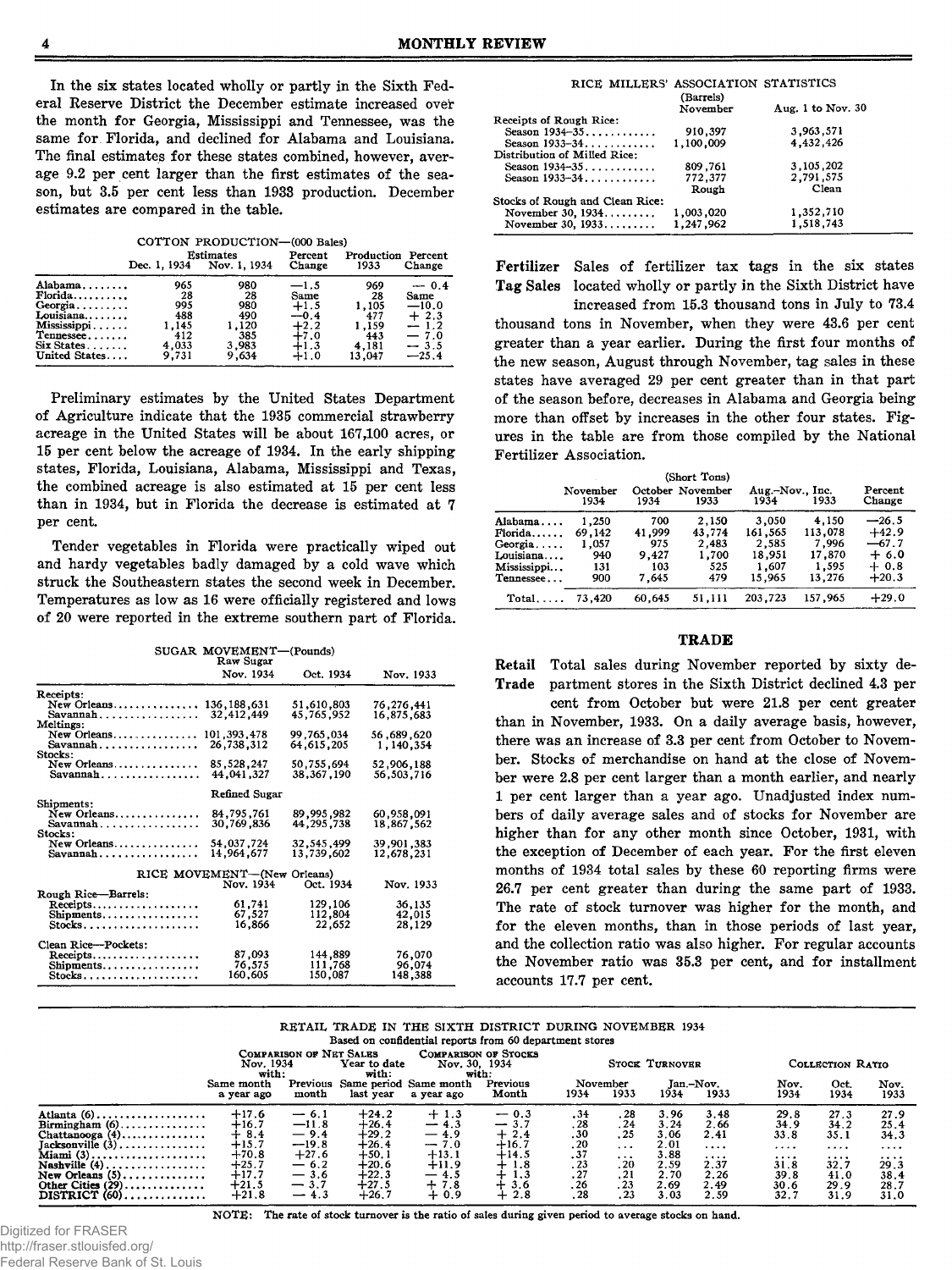In the six states located wholly or partly in the Sixth Federal Reserve District the December estimate increased over the month for Georgia, Mississippi and Tennessee, was the same for Florida, and declined for Alabama and Louisiana. The final estimates for these states combined, however, average 9.2 per cent larger than the first estimates of the season, but 3.5 per cent less than 1933 production. December estimates are compared in the table.

COTTON PRODUCTION—(000 Bales)

| | Estimates Dec. 1, 1934 | Estimates Nov. 1, 1934 | Percent Change | Production 1933 | Percent Change |
|---|---|---|---|---|---|
| Alabama | 965 | 980 | —1.5 | 969 | — 0.4 |
| Florida | 28 | 28 | Same | 28 | Same |
| Georgia | 995 | 980 | +1.5 | 1,105 | —10.0 |
| Louisiana | 488 | 490 | —0.4 | 477 | + 2.3 |
| Mississippi | 1,145 | 1,120 | +2.2 | 1,159 | — 1.2 |
| Tennessee | 412 | 385 | +7.0 | 443 | — 7.0 |
| Six States | 4,033 | 3,983 | +1.3 | 4,181 | — 3.5 |
| United States | 9,731 | 9,634 | +1.0 | 13,047 | —25.4 |

Preliminary estimates by the United States Department of Agriculture indicate that the 1935 commercial strawberry acreage in the United States will be about 167,100 acres, or 15 per cent below the acreage of 1934. In the early shipping states, Florida, Louisiana, Alabama, Mississippi and Texas, the combined acreage is also estimated at 15 per cent less than in 1934, but in Florida the decrease is estimated at 7 per cent.

Tender vegetables in Florida were practically wiped out and hardy vegetables badly damaged by a cold wave which struck the Southeastern states the second week in December. Temperatures as low as 16 were officially registered and lows of 20 were reported in the extreme southern part of Florida.

SUGAR MOVEMENT—(Pounds)

| Raw Sugar | Nov. 1934 | Oct. 1934 | Nov. 1933 |
|---|---|---|---|
| Receipts: | | | |
| New Orleans | 136,188,631 | 51,610,803 | 76,276,441 |
| Savannah | 32,412,449 | 45,765,952 | 16,875,683 |
| Meltings: | | | |
| New Orleans | 101,393,478 | 99,765,034 | 56,689,620 |
| Savannah | 26,738,312 | 64,615,205 | 1,140,354 |
| Stocks: | | | |
| New Orleans | 85,528,247 | 50,755,694 | 52,906,188 |
| Savannah | 44,041,327 | 38,367,190 | 56,503,716 |
| **Refined Sugar** | | | |
| Shipments: | | | |
| New Orleans | 84,795,761 | 89,995,982 | 60,958,091 |
| Savannah | 30,769,836 | 44,295,738 | 18,867,562 |
| Stocks: | | | |
| New Orleans | 54,037,724 | 32,545,499 | 39,901,383 |
| Savannah | 14,964,677 | 13,739,602 | 12,678,231 |

RICE MOVEMENT—(New Orleans)

| | Nov. 1934 | Oct. 1934 | Nov. 1933 |
|---|---|---|---|
| Rough Rice—Barrels: | | | |
| Receipts | 61,741 | 129,106 | 36,135 |
| Shipments | 67,527 | 112,804 | 42,015 |
| Stocks | 16,866 | 22,652 | 28,129 |
| Clean Rice—Pockets: | | | |
| Receipts | 87,093 | 144,889 | 76,070 |
| Shipments | 76,575 | 111,768 | 96,074 |
| Stocks | 160,605 | 150,087 | 148,388 |

RICE MILLERS' ASSOCIATION STATISTICS

| (Barrels) | November | Aug. 1 to Nov. 30 |
|---|---|---|
| Receipts of Rough Rice: | | |
| Season 1934–35 | 910,397 | 3,963,571 |
| Season 1933–34 | 1,100,009 | 4,432,426 |
| Distribution of Milled Rice: | | |
| Season 1934–35 | 809,761 | 3,105,202 |
| Season 1933–34 | 772,377 | 2,791,575 |
| | Rough | Clean |
| Stocks of Rough and Clean Rice: | | |
| November 30, 1934 | 1,003,020 | 1,352,710 |
| November 30, 1933 | 1,247,962 | 1,518,743 |

**Fertilizer Tag Sales** Sales of fertilizer tax tags in the six states located wholly or partly in the Sixth District have increased from 15.3 thousand tons in July to 73.4 thousand tons in November, when they were 43.6 per cent greater than a year earlier. During the first four months of the new season, August through November, tag sales in these states have averaged 29 per cent greater than in that part of the season before, decreases in Alabama and Georgia being more than offset by increases in the other four states. Figures in the table are from those compiled by the National Fertilizer Association.

(Short Tons)

| | November 1934 | October 1934 | November 1933 | Aug.–Nov., Inc. 1934 | Aug.–Nov., Inc. 1933 | Percent Change |
|---|---|---|---|---|---|---|
| Alabama | 1,250 | 700 | 2,150 | 3,050 | 4,150 | —26.5 |
| Florida | 69,142 | 41,999 | 43,774 | 161,565 | 113,078 | +42.9 |
| Georgia | 1,057 | 975 | 2,483 | 2,585 | 7,996 | —67.7 |
| Louisiana | 940 | 9,427 | 1,700 | 18,951 | 17,870 | + 6.0 |
| Mississippi | 131 | 103 | 525 | 1,607 | 1,595 | + 0.8 |
| Tennessee | 900 | 7,645 | 479 | 15,965 | 13,276 | +20.3 |
| Total | 73,420 | 60,645 | 51,111 | 203,723 | 157,965 | +29.0 |

## TRADE

**Retail Trade** Total sales during November reported by sixty department stores in the Sixth District declined 4.3 per cent from October but were 21.8 per cent greater than in November, 1933. On a daily average basis, however, there was an increase of 3.3 per cent from October to November. Stocks of merchandise on hand at the close of November were 2.8 per cent larger than a month earlier, and nearly 1 per cent larger than a year ago. Unadjusted index numbers of daily average sales and of stocks for November are higher than for any other month since October, 1931, with the exception of December of each year. For the first eleven months of 1934 total sales by these 60 reporting firms were 26.7 per cent greater than during the same part of 1933. The rate of stock turnover was higher for the month, and for the eleven months, than in those periods of last year, and the collection ratio was also higher. For regular accounts the November ratio was 35.3 per cent, and for installment accounts 17.7 per cent.

RETAIL TRADE IN THE SIXTH DISTRICT DURING NOVEMBER 1934

Based on confidential reports from 60 department stores

| | Comparison of Net Sales Nov. 1934 with: Same month a year ago | Nov. 1934 with: Previous month | Year to date with: Same period last year | Comparison of Stocks Nov. 30, 1934 with: Same month a year ago | Nov. 30, 1934 with: Previous Month | Stock Turnover November 1934 | November 1933 | Jan.–Nov. 1934 | Jan.–Nov. 1933 | Collection Ratio Nov. 1934 | Oct. 1934 | Nov. 1933 |
|---|---|---|---|---|---|---|---|---|---|---|---|---|
| Atlanta (6) | +17.6 | — 6.1 | +24.2 | + 1.3 | — 0.3 | .34 | .28 | 3.96 | 3.48 | 29.8 | 27.3 | 27.9 |
| Birmingham (6) | +16.7 | —11.8 | +26.4 | — 4.3 | — 3.7 | .28 | .24 | 3.24 | 2.66 | 34.9 | 34.2 | 25.4 |
| Chattanooga (4) | + 8.4 | — 9.4 | +29.2 | — 4.9 | + 2.4 | .30 | .25 | 3.06 | 2.41 | 33.8 | 35.1 | 34.3 |
| Jacksonville (3) | +15.7 | —19.8 | +26.4 | — 7.0 | +16.7 | .20 | .... | 2.01 | .... | .... | .... | .... |
| Miami (3) | +70.8 | +27.6 | +50.1 | +13.1 | +14.5 | .37 | .... | 3.88 | .... | .... | .... | .... |
| Nashville (4) | +25.7 | — 6.2 | +20.6 | +11.9 | + 1.8 | .23 | .20 | 2.59 | 2.37 | 31.8 | 32.7 | 29.3 |
| New Orleans (5) | +17.7 | — 3.6 | +22.3 | — 4.5 | + 1.3 | .27 | .21 | 2.70 | 2.26 | 39.8 | 41.0 | 38.4 |
| Other Cities (29) | +21.5 | — 3.7 | +27.5 | + 7.8 | + 3.6 | .26 | .23 | 2.69 | 2.49 | 30.6 | 29.9 | 28.7 |
| DISTRICT (60) | +21.8 | — 4.3 | +26.7 | + 0.9 | + 2.8 | .28 | .23 | 3.03 | 2.59 | 32.7 | 31.9 | 31.0 |

NOTE: The rate of stock turnover is the ratio of sales during given period to average stocks on hand.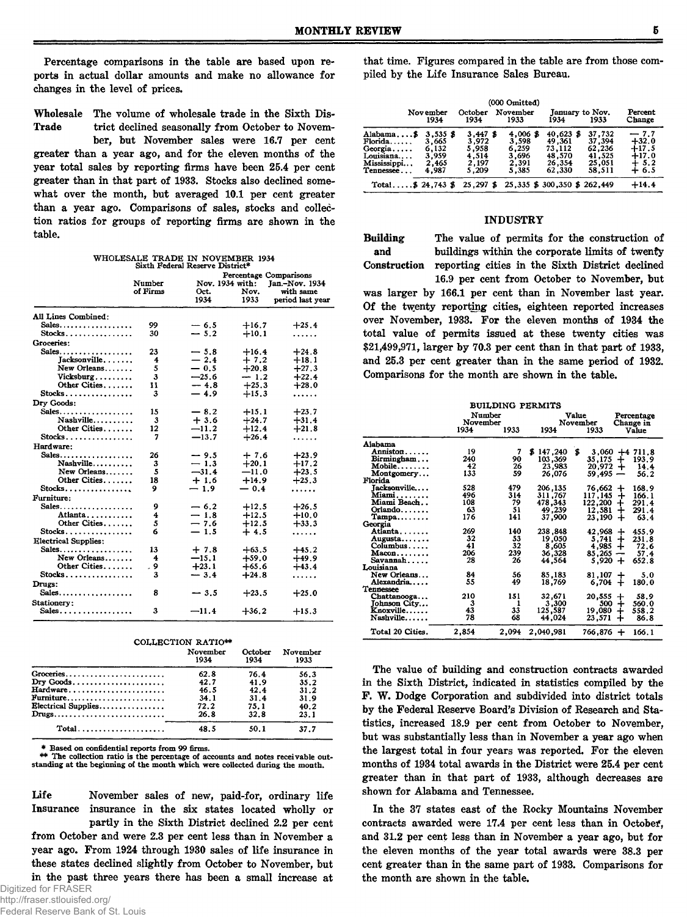Percentage comparisons in the table are based upon reports in actual dollar amounts and make no allowance for changes in the level of prices.

**Wholesale Trade** The volume of wholesale trade in the Sixth District declined seasonally from October to November, but November sales were 16.7 per cent greater than a year ago, and for the eleven months of the year total sales by reporting firms have been 25.4 per cent greater than in that part of 1933. Stocks also declined somewhat over the month, but averaged 10.1 per cent greater than a year ago. Comparisons of sales, stocks and collection ratios for groups of reporting firms are shown in the table.

WHOLESALE TRADE IN NOVEMBER 1934
Sixth Federal Reserve District*

| | Number of Firms | Percentage Comparisons Nov. 1934 with: Oct. 1934 | Nov. 1933 | Jan.-Nov. 1934 with same period last year |
|---|---|---|---|---|
| **All Lines Combined:** | | | | |
| Sales | 99 | — 6.5 | +16.7 | +25.4 |
| Stocks | 30 | — 5.2 | +10.1 | ...... |
| **Groceries:** | | | | |
| Sales | 23 | — 5.8 | +16.4 | +24.8 |
| Jacksonville | 4 | — 2.4 | + 7.2 | +18.1 |
| New Orleans | 5 | — 0.5 | +20.8 | +27.3 |
| Vicksburg | 3 | —25.6 | — 1.2 | +22.4 |
| Other Cities | 11 | — 4.8 | +25.3 | +28.0 |
| Stocks | 3 | — 4.9 | +15.3 | ...... |
| **Dry Goods:** | | | | |
| Sales | 15 | — 8.2 | +15.1 | +23.7 |
| Nashville | 3 | + 3.6 | +24.7 | +31.4 |
| Other Cities | 12 | —11.2 | +12.4 | +21.8 |
| Stocks | 7 | —13.7 | +26.4 | ...... |
| **Hardware:** | | | | |
| Sales | 26 | — 9.5 | + 7.6 | +23.9 |
| Nashville | 3 | — 1.3 | +20.1 | +17.2 |
| New Orleans | 5 | —31.4 | —11.0 | +23.5 |
| Other Cities | 18 | + 1.6 | +14.9 | +25.3 |
| Stocks | 9 | — 1.9 | — 0.4 | ...... |
| **Furniture:** | | | | |
| Sales | 9 | — 6.2 | +12.5 | +26.5 |
| Atlanta | 4 | — 1.8 | +12.5 | +10.0 |
| Other Cities | 5 | — 7.6 | +12.5 | +33.3 |
| Stocks | 6 | — 1.5 | + 4.5 | ...... |
| **Electrical Supplies:** | | | | |
| Sales | 13 | + 7.8 | +63.5 | +45.2 |
| New Orleans | 4 | —15.1 | +59.0 | +49.9 |
| Other Cities | 9 | +23.1 | +65.6 | +43.4 |
| Stocks | 3 | — 3.4 | +24.8 | ...... |
| **Drugs:** | | | | |
| Sales | 8 | — 3.5 | +23.5 | +25.0 |
| **Stationery:** | | | | |
| Sales | 3 | —11.4 | +36.2 | +15.3 |

COLLECTION RATIO**

| | November 1934 | October 1934 | November 1933 |
|---|---|---|---|
| Groceries | 62.8 | 76.4 | 56.3 |
| Dry Goods | 42.7 | 41.9 | 35.2 |
| Hardware | 46.5 | 42.4 | 31.2 |
| Furniture | 34.1 | 31.4 | 31.9 |
| Electrical Supplies | 72.2 | 75.1 | 40.2 |
| Drugs | 26.8 | 32.8 | 23.1 |
| Total | 48.5 | 50.1 | 37.7 |

\* Based on confidential reports from 99 firms.
\*\* The collection ratio is the percentage of accounts and notes receivable outstanding at the beginning of the month which were collected during the month.

**Life Insurance** November sales of new, paid-for, ordinary life insurance in the six states located wholly or partly in the Sixth District declined 2.2 per cent from October and were 2.3 per cent less than in November a year ago. From 1924 through 1930 sales of life insurance in these states declined slightly from October to November, but in the past three years there has been a small increase at that time. Figures compared in the table are from those compiled by the Life Insurance Sales Bureau.

(000 Omitted)

| | November 1934 | October 1934 | November 1933 | January to Nov. 1934 | January to Nov. 1933 | Percent Change |
|---|---|---|---|---|---|---|
| Alabama | $ 3,535 | $ 3,447 | $ 4,006 | $ 40,623 | $ 37,732 | — 7.7 |
| Florida | 3,665 | 3,972 | 3,598 | 49,361 | 37,394 | +32.0 |
| Georgia | 6,132 | 5,958 | 6,259 | 73,112 | 62,236 | +17.5 |
| Louisiana | 3,959 | 4,514 | 3,696 | 48,570 | 41,525 | +17.0 |
| Mississippi | 2,465 | 2,197 | 2,391 | 26,354 | 25,051 | + 5.2 |
| Tennessee | 4,987 | 5,209 | 5,385 | 62,330 | 58,511 | + 6.5 |
| Total | $ 24,743 | $ 25,297 | $ 25,335 | $ 300,350 | $ 262,449 | +14.4 |

## INDUSTRY

**Building and Construction** The value of permits for the construction of buildings within the corporate limits of twenty reporting cities in the Sixth District declined 16.9 per cent from October to November, but was larger by 166.1 per cent than in November last year. Of the twenty reporting cities, eighteen reported increases over November, 1933. For the eleven months of 1934 the total value of permits issued at these twenty cities was $21,499,971, larger by 70.3 per cent than in that part of 1933, and 25.3 per cent greater than in the same period of 1932. Comparisons for the month are shown in the table.

BUILDING PERMITS

| | Number November 1934 | Number November 1933 | Value November 1934 | Value November 1933 | Percentage Change in Value |
|---|---|---|---|---|---|
| **Alabama** | | | | | |
| Anniston | 19 | 7 | $ 147,240 | $ 3,060 | +4 711.8 |
| Birmingham | 240 | 90 | 103,369 | 35,175 | + 193.9 |
| Mobile | 42 | 26 | 23,983 | 20,972 | + 14.4 |
| Montgomery | 133 | 59 | 26,076 | 59,495 | — 56.2 |
| **Florida** | | | | | |
| Jacksonville | 528 | 479 | 206,135 | 76,662 | + 168.9 |
| Miami | 496 | 314 | 311,767 | 117,145 | + 166.1 |
| Miami Beach | 108 | 79 | 478,343 | 122,200 | + 291.4 |
| Orlando | 63 | 51 | 49,239 | 12,581 | + 291.4 |
| Tampa | 176 | 141 | 37,900 | 23,190 | + 63.4 |
| **Georgia** | | | | | |
| Atlanta | 269 | 140 | 238,848 | 42,968 | + 455.9 |
| Augusta | 32 | 53 | 19,050 | 5,741 | + 231.8 |
| Columbus | 41 | 32 | 8,605 | 4,985 | + 72.6 |
| Macon | 206 | 239 | 36,328 | 85,265 | — 57.4 |
| Savannah | 28 | 26 | 44,564 | 5,920 | + 652.8 |
| **Louisiana** | | | | | |
| New Orleans | 84 | 56 | 85,183 | 81,107 | + 5.0 |
| Alexandria | 55 | 49 | 18,769 | 6,704 | + 180.0 |
| **Tennessee** | | | | | |
| Chattanooga | 210 | 151 | 32,671 | 20,555 | + 58.9 |
| Johnson City | 3 | 1 | 3,300 | 500 | + 560.0 |
| Knoxville | 43 | 33 | 125,587 | 19,080 | + 558.2 |
| Nashville | 78 | 68 | 44,024 | 23,571 | + 86.8 |
| Total 20 Cities | 2,854 | 2,094 | 2,040,981 | 766,876 | + 166.1 |

The value of building and construction contracts awarded in the Sixth District, indicated in statistics compiled by the F. W. Dodge Corporation and subdivided into district totals by the Federal Reserve Board's Division of Research and Statistics, increased 18.9 per cent from October to November, but was substantially less than in November a year ago when the largest total in four years was reported. For the eleven months of 1934 total awards in the District were 25.4 per cent greater than in that part of 1933, although decreases are shown for Alabama and Tennessee.

In the 37 states east of the Rocky Mountains November contracts awarded were 17.4 per cent less than in October, and 31.2 per cent less than in November a year ago, but for the eleven months of the year total awards were 38.3 per cent greater than in the same part of 1933. Comparisons for the month are shown in the table.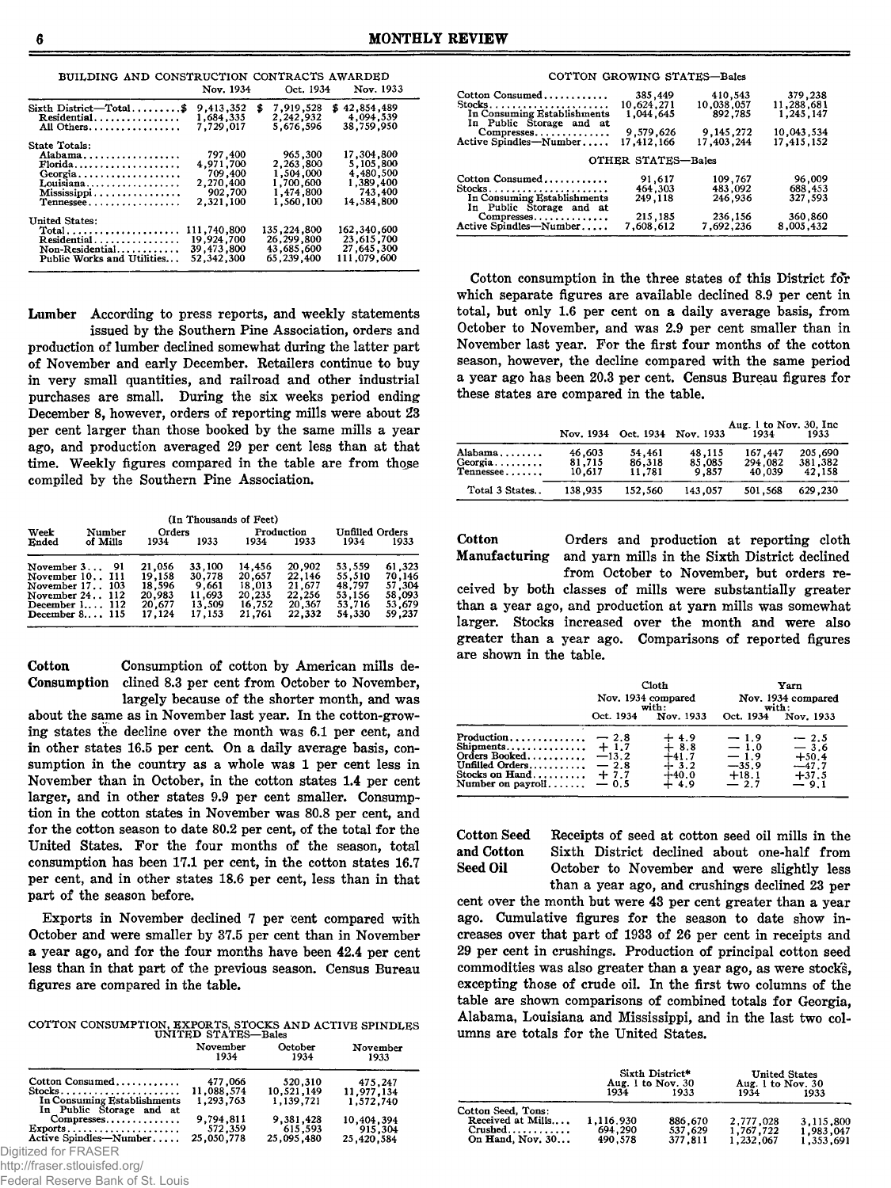BUILDING AND CONSTRUCTION CONTRACTS AWARDED

| | Nov. 1934 | Oct. 1934 | Nov. 1933 |
|---|---|---|---|
| Sixth District—Total.........$ | 9,413,352 | $ 7,919,528 | $ 42,854,489 |
| Residential................ | 1,684,335 | 2,242,932 | 4,094,539 |
| All Others................. | 7,729,017 | 5,676,596 | 38,759,950 |
| State Totals: | | | |
| Alabama.................. | 797,400 | 965,300 | 17,304,800 |
| Florida.................. | 4,971,700 | 2,263,800 | 5,105,800 |
| Georgia.................. | 709,400 | 1,504,000 | 4,480,500 |
| Louisiana................. | 2,270,400 | 1,700,600 | 1,389,400 |
| Mississippi............... | 902,700 | 1,474,800 | 743,400 |
| Tennessee................. | 2,321,100 | 1,560,100 | 14,584,800 |
| United States: | | | |
| Total..................... | 111,740,800 | 135,224,800 | 162,340,600 |
| Residential............... | 19,924,700 | 26,299,800 | 23,615,700 |
| Non-Residential........... | 39,473,800 | 43,685,600 | 27,645,300 |
| Public Works and Utilities... | 52,342,300 | 65,239,400 | 111,079,600 |

**Lumber** According to press reports, and weekly statements issued by the Southern Pine Association, orders and production of lumber declined somewhat during the latter part of November and early December. Retailers continue to buy in very small quantities, and railroad and other industrial purchases are small. During the six weeks period ending December 8, however, orders of reporting mills were about 23 per cent larger than those booked by the same mills a year ago, and production averaged 29 per cent less than at that time. Weekly figures compared in the table are from those compiled by the Southern Pine Association.

(In Thousands of Feet)

| Week Ended | Number of Mills | Orders 1934 | Orders 1933 | Production 1934 | Production 1933 | Unfilled Orders 1934 | Unfilled Orders 1933 |
|---|---|---|---|---|---|---|---|
| November 3... | 91 | 21,056 | 33,100 | 14,456 | 20,902 | 53,559 | 61,323 |
| November 10.. | 111 | 19,158 | 30,778 | 20,657 | 22,146 | 55,510 | 70,146 |
| November 17.. | 103 | 18,596 | 9,661 | 18,013 | 21,677 | 48,797 | 57,304 |
| November 24.. | 112 | 20,983 | 11,693 | 20,235 | 22,256 | 53,156 | 58,093 |
| December 1.... | 112 | 20,677 | 13,509 | 16,752 | 20,367 | 53,716 | 53,679 |
| December 8.... | 115 | 17,124 | 17,153 | 21,761 | 22,332 | 54,330 | 59,237 |

**Cotton Consumption** Consumption of cotton by American mills declined 8.3 per cent from October to November, largely because of the shorter month, and was about the same as in November last year. In the cotton-growing states the decline over the month was 6.1 per cent, and in other states 16.5 per cent. On a daily average basis, consumption in the country as a whole was 1 per cent less in November than in October, in the cotton states 1.4 per cent larger, and in other states 9.9 per cent smaller. Consumption in the cotton states in November was 80.8 per cent, and for the cotton season to date 80.2 per cent, of the total for the United States. For the four months of the season, total consumption has been 17.1 per cent, in the cotton states 16.7 per cent, and in other states 18.6 per cent, less than in that part of the season before.

Exports in November declined 7 per cent compared with October and were smaller by 37.5 per cent than in November a year ago, and for the four months have been 42.4 per cent less than in that part of the previous season. Census Bureau figures are compared in the table.

COTTON CONSUMPTION, EXPORTS, STOCKS AND ACTIVE SPINDLES

| UNITED STATES—Bales | November 1934 | October 1934 | November 1933 |
|---|---|---|---|
| Cotton Consumed............ | 477,066 | 520,310 | 475,247 |
| Stocks...................... | 11,088,574 | 10,521,149 | 11,977,134 |
| In Consuming Establishments | 1,293,763 | 1,139,721 | 1,572,740 |
| In Public Storage and at Compresses............. | 9,794,811 | 9,381,428 | 10,404,394 |
| Exports.................... | 572,359 | 615,593 | 915,304 |
| Active Spindles—Number..... | 25,050,778 | 25,095,480 | 25,420,584 |
| **COTTON GROWING STATES—Bales** | | | |
| Cotton Consumed............ | 385,449 | 410,543 | 379,238 |
| Stocks...................... | 10,624,271 | 10,038,057 | 11,288,681 |
| In Consuming Establishments | 1,044,645 | 892,785 | 1,245,147 |
| In Public Storage and at Compresses............. | 9,579,626 | 9,145,272 | 10,043,534 |
| Active Spindles—Number..... | 17,412,166 | 17,403,244 | 17,415,152 |
| **OTHER STATES—Bales** | | | |
| Cotton Consumed............ | 91,617 | 109,767 | 96,009 |
| Stocks...................... | 464,303 | 483,092 | 688,453 |
| In Consuming Establishments | 249,118 | 246,936 | 327,593 |
| In Public Storage and at Compresses............. | 215,185 | 236,156 | 360,860 |
| Active Spindles—Number..... | 7,608,612 | 7,692,236 | 8,005,432 |

Cotton consumption in the three states of this District for which separate figures are available declined 8.9 per cent in total, but only 1.6 per cent on a daily average basis, from October to November, and was 2.9 per cent smaller than in November last year. For the first four months of the cotton season, however, the decline compared with the same period a year ago has been 20.3 per cent. Census Bureau figures for these states are compared in the table.

| | Nov. 1934 | Oct. 1934 | Nov. 1933 | Aug. 1 to Nov. 30, Inc 1934 | Aug. 1 to Nov. 30, Inc 1933 |
|---|---|---|---|---|---|
| Alabama........ | 46,603 | 54,461 | 48,115 | 167,447 | 205,690 |
| Georgia......... | 81,715 | 86,318 | 85,085 | 294,082 | 381,382 |
| Tennessee....... | 10,617 | 11,781 | 9,857 | 40,039 | 42,158 |
| Total 3 States.. | 138,935 | 152,560 | 143,057 | 501,568 | 629,230 |

**Cotton Manufacturing** Orders and production at reporting cloth and yarn mills in the Sixth District declined from October to November, but orders received by both classes of mills were substantially greater than a year ago, and production at yarn mills was somewhat larger. Stocks increased over the month and were also greater than a year ago. Comparisons of reported figures are shown in the table.

| | Cloth: Nov. 1934 compared with: Oct. 1934 | Nov. 1933 | Yarn: Nov. 1934 compared with: Oct. 1934 | Nov. 1933 |
|---|---|---|---|---|
| Production............. | — 2.8 | + 4.9 | — 1.9 | — 2.5 |
| Shipments.............. | + 1.7 | + 8.8 | — 1.0 | — 3.6 |
| Orders Booked.......... | —13.2 | +41.7 | — 1.9 | +50.4 |
| Unfilled Orders........ | — 2.8 | + 3.2 | —35.9 | —47.7 |
| Stocks on Hand......... | + 7.7 | +40.0 | +18.1 | +37.5 |
| Number on payroll...... | — 0.5 | + 4.9 | — 2.7 | — 9.1 |

**Cotton Seed and Cotton Seed Oil** Receipts of seed at cotton seed oil mills in the Sixth District declined about one-half from October to November and were slightly less than a year ago, and crushings declined 23 per cent over the month but were 43 per cent greater than a year ago. Cumulative figures for the season to date show increases over that part of 1933 of 26 per cent in receipts and 29 per cent in crushings. Production of principal cotton seed commodities was also greater than a year ago, as were stocks, excepting those of crude oil. In the first two columns of the table are shown comparisons of combined totals for Georgia, Alabama, Louisiana and Mississippi, and in the last two columns are totals for the United States.

| | Sixth District* Aug. 1 to Nov. 30 1934 | 1933 | United States Aug. 1 to Nov. 30 1934 | 1933 |
|---|---|---|---|---|
| Cotton Seed, Tons: | | | | |
| Received at Mills.... | 1,116,930 | 886,670 | 2,777,028 | 3,115,800 |
| Crushed............ | 694,290 | 537,629 | 1,767,722 | 1,983,047 |
| On Hand, Nov. 30... | 490,578 | 377,811 | 1,232,067 | 1,353,691 |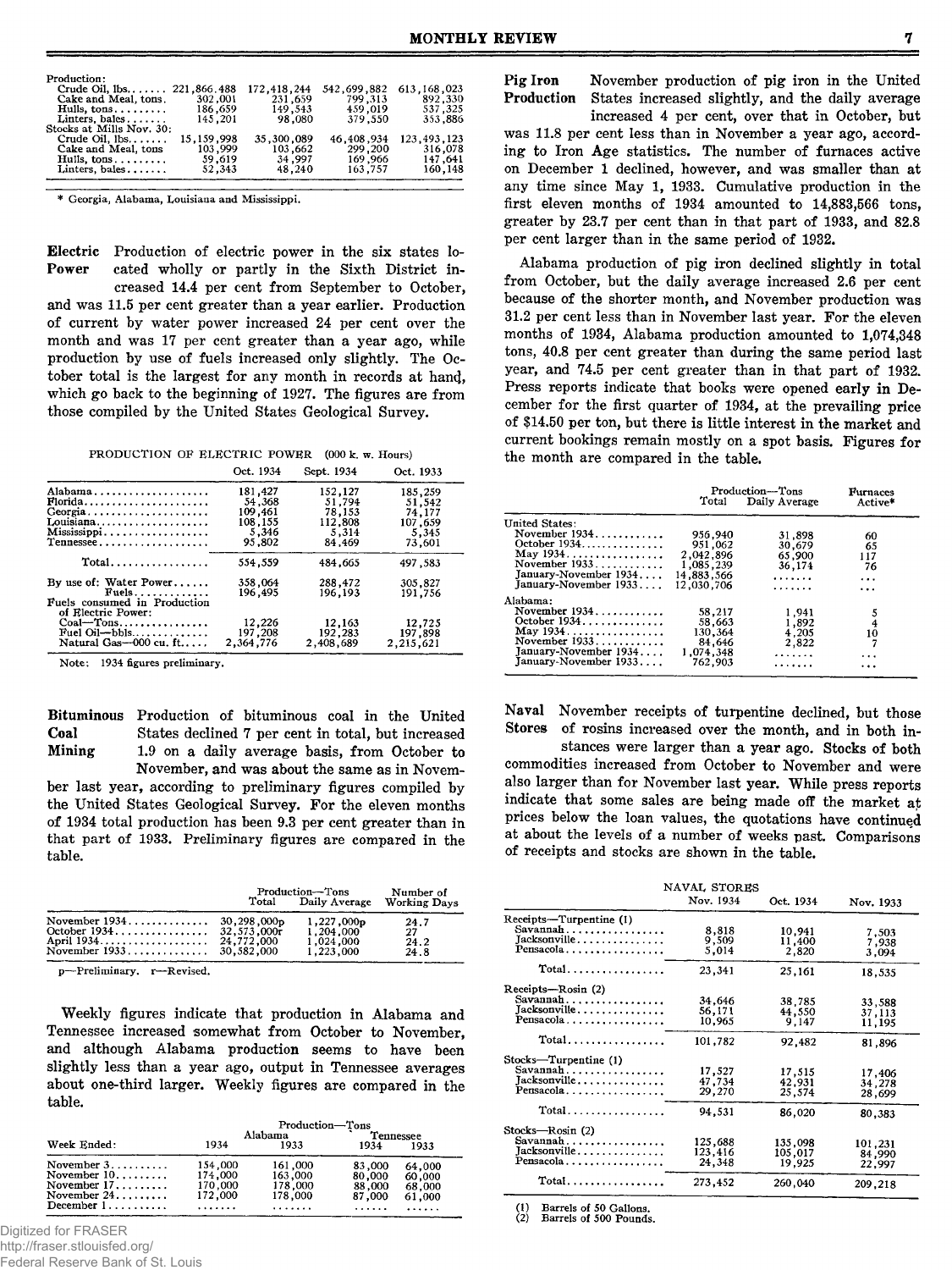| | | | | |
|---|---|---|---|---|
| Production: | | | | |
| Crude Oil, lbs. | 221,866,488 | 172,418,244 | 542,699,882 | 613,168,023 |
| Cake and Meal, tons | 302,001 | 231,659 | 799,313 | 892,330 |
| Hulls, tons | 186,659 | 149,543 | 459,019 | 537,325 |
| Linters, bales | 145,201 | 98,080 | 379,550 | 353,886 |
| Stocks at Mills Nov. 30: | | | | |
| Crude Oil, lbs. | 15,159,998 | 35,300,089 | 46,408,934 | 123,493,123 |
| Cake and Meal, tons | 103,999 | 103,662 | 299,200 | 316,078 |
| Hulls, tons | 59,619 | 34,997 | 169,966 | 147,641 |
| Linters, bales | 52,343 | 48,240 | 163,757 | 160,148 |

* Georgia, Alabama, Louisiana and Mississippi.

**Electric Power** Production of electric power in the six states located wholly or partly in the Sixth District increased 14.4 per cent from September to October, and was 11.5 per cent greater than a year earlier. Production of current by water power increased 24 per cent over the month and was 17 per cent greater than a year ago, while production by use of fuels increased only slightly. The October total is the largest for any month in records at hand, which go back to the beginning of 1927. The figures are from those compiled by the United States Geological Survey.

PRODUCTION OF ELECTRIC POWER (000 k. w. Hours)

| | Oct. 1934 | Sept. 1934 | Oct. 1933 |
|---|---|---|---|
| Alabama | 181,427 | 152,127 | 185,259 |
| Florida | 54,368 | 51,794 | 51,542 |
| Georgia | 109,461 | 78,153 | 74,177 |
| Louisiana | 108,155 | 112,808 | 107,659 |
| Mississippi | 5,346 | 5,314 | 5,345 |
| Tennessee | 95,802 | 84,469 | 73,601 |
| Total | 554,559 | 484,665 | 497,583 |
| By use of: Water Power | 358,064 | 288,472 | 305,827 |
| Fuels | 196,495 | 196,193 | 191,756 |
| Fuels consumed in Production of Electric Power: | | | |
| Coal—Tons | 12,226 | 12,163 | 12,725 |
| Fuel Oil—bbls. | 197,208 | 192,283 | 197,898 |
| Natural Gas—000 cu. ft. | 2,364,776 | 2,408,689 | 2,215,621 |

Note: 1934 figures preliminary.

**Bituminous Coal Mining** Production of bituminous coal in the United States declined 7 per cent in total, but increased 1.9 on a daily average basis, from October to November, and was about the same as in November last year, according to preliminary figures compiled by the United States Geological Survey. For the eleven months of 1934 total production has been 9.3 per cent greater than in that part of 1933. Preliminary figures are compared in the table.

| | Production—Tons Total | Daily Average | Number of Working Days |
|---|---|---|---|
| November 1934 | 30,298,000p | 1,227,000p | 24.7 |
| October 1934 | 32,573,000r | 1,204,000 | 27 |
| April 1934 | 24,772,000 | 1,024,000 | 24.2 |
| November 1933 | 30,582,000 | 1,223,000 | 24.8 |

p—Preliminary. r—Revised.

Weekly figures indicate that production in Alabama and Tennessee increased somewhat from October to November, and although Alabama production seems to have been slightly less than a year ago, output in Tennessee averages about one-third larger. Weekly figures are compared in the table.

| | Production—Tons | | | |
|---|---|---|---|---|
| | Alabama | | Tennessee | |
| Week Ended: | 1934 | 1933 | 1934 | 1933 |
| November 3 | 154,000 | 161,000 | 83,000 | 64,000 |
| November 10 | 174,000 | 163,000 | 80,000 | 60,000 |
| November 17 | 170,000 | 178,000 | 88,000 | 68,000 |
| November 24 | 172,000 | 178,000 | 87,000 | 61,000 |
| December 1 | ....... | ....... | ...... | ...... |

**Pig Iron Production** November production of pig iron in the United States increased slightly, and the daily average increased 4 per cent, over that in October, but was 11.8 per cent less than in November a year ago, according to Iron Age statistics. The number of furnaces active on December 1 declined, however, and was smaller than at any time since May 1, 1933. Cumulative production in the first eleven months of 1934 amounted to 14,883,566 tons, greater by 23.7 per cent than in that part of 1933, and 82.8 per cent larger than in the same period of 1932.

Alabama production of pig iron declined slightly in total from October, but the daily average increased 2.6 per cent because of the shorter month, and November production was 31.2 per cent less than in November last year. For the eleven months of 1934, Alabama production amounted to 1,074,348 tons, 40.8 per cent greater than during the same period last year, and 74.5 per cent greater than in that part of 1932. Press reports indicate that books were opened early in December for the first quarter of 1934, at the prevailing price of $14.50 per ton, but there is little interest in the market and current bookings remain mostly on a spot basis. Figures for the month are compared in the table.

| | Production—Tons Total | Daily Average | Furnaces Active* |
|---|---|---|---|
| United States: | | | |
| November 1934 | 956,940 | 31,898 | 60 |
| October 1934 | 951,062 | 30,679 | 65 |
| May 1934 | 2,042,896 | 65,900 | 117 |
| November 1933 | 1,085,239 | 36,174 | 76 |
| January-November 1934 | 14,883,566 | ....... | ... |
| January-November 1933 | 12,030,706 | ....... | ... |
| Alabama: | | | |
| November 1934 | 58,217 | 1,941 | 5 |
| October 1934 | 58,663 | 1,892 | 4 |
| May 1934 | 130,364 | 4,205 | 10 |
| November 1933 | 84,646 | 2,822 | 7 |
| January-November 1934 | 1,074,348 | ....... | ... |
| January-November 1933 | 762,903 | ....... | ... |

**Naval Stores** November receipts of turpentine declined, but those of rosins increased over the month, and in both instances were larger than a year ago. Stocks of both commodities increased from October to November and were also larger than for November last year. While press reports indicate that some sales are being made off the market at prices below the loan values, the quotations have continued at about the levels of a number of weeks past. Comparisons of receipts and stocks are shown in the table.

NAVAL STORES

| | Nov. 1934 | Oct. 1934 | Nov. 1933 |
|---|---|---|---|
| Receipts—Turpentine (1) | | | |
| Savannah | 8,818 | 10,941 | 7,503 |
| Jacksonville | 9,509 | 11,400 | 7,938 |
| Pensacola | 5,014 | 2,820 | 3,094 |
| Total | 23,341 | 25,161 | 18,535 |
| Receipts—Rosin (2) | | | |
| Savannah | 34,646 | 38,785 | 33,588 |
| Jacksonville | 56,171 | 44,550 | 37,113 |
| Pensacola | 10,965 | 9,147 | 11,195 |
| Total | 101,782 | 92,482 | 81,896 |
| Stocks—Turpentine (1) | | | |
| Savannah | 17,527 | 17,515 | 17,406 |
| Jacksonville | 47,734 | 42,931 | 34,278 |
| Pensacola | 29,270 | 25,574 | 28,699 |
| Total | 94,531 | 86,020 | 80,383 |
| Stocks—Rosin (2) | | | |
| Savannah | 125,688 | 135,098 | 101,231 |
| Jacksonville | 123,416 | 105,017 | 84,990 |
| Pensacola | 24,348 | 19,925 | 22,997 |
| Total | 273,452 | 260,040 | 209,218 |

(1) Barrels of 50 Gallons.
(2) Barrels of 500 Pounds.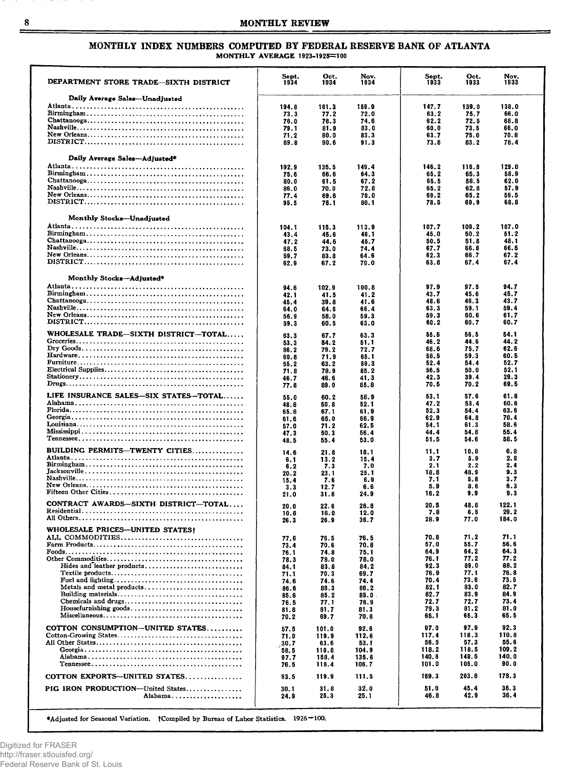## MONTHLY INDEX NUMBERS COMPUTED BY FEDERAL RESERVE BANK OF ATLANTA

MONTHLY AVERAGE 1923-1925=100

| DEPARTMENT STORE TRADE—SIXTH DISTRICT | Sept. 1934 | Oct. 1934 | Nov. 1934 | Sept. 1933 | Oct. 1933 | Nov. 1933 |
|---|---|---|---|---|---|---|
| **Daily Average Sales—Unadjusted** | | | | | | |
| Atlanta | 194.8 | 161.3 | 159.9 | 147.7 | 139.0 | 138.0 |
| Birmingham | 73.3 | 77.2 | 72.0 | 63.2 | 75.7 | 66.0 |
| Chattanooga | 76.0 | 76.3 | 74.6 | 62.2 | 72.5 | 68.8 |
| Nashville | 79.1 | 81.9 | 83.0 | 60.0 | 73.5 | 66.0 |
| New Orleans | 71.2 | 80.0 | 83.3 | 63.7 | 75.0 | 70.8 |
| DISTRICT | 89.8 | 90.6 | 91.3 | 73.8 | 83.2 | 78.4 |
| **Daily Average Sales—Adjusted*** | | | | | | |
| Atlanta | 192.9 | 135.5 | 149.4 | 146.2 | 116.8 | 129.0 |
| Birmingham | 75.6 | 66.6 | 64.3 | 65.2 | 65.3 | 58.9 |
| Chattanooga | 80.0 | 61.5 | 67.2 | 65.5 | 58.5 | 62.0 |
| Nashville | 86.0 | 70.0 | 72.8 | 65.2 | 62.8 | 57.9 |
| New Orleans | 77.4 | 69.6 | 70.0 | 69.2 | 65.2 | 59.5 |
| DISTRICT | 95.5 | 76.1 | 80.1 | 78.5 | 69.9 | 68.8 |
| **Monthly Stocks—Unadjusted** | | | | | | |
| Atlanta | 104.1 | 115.3 | 113.9 | 107.7 | 109.2 | 107.0 |
| Birmingham | 43.4 | 45.6 | 46.1 | 45.0 | 50.2 | 51.2 |
| Chattanooga | 47.2 | 44.6 | 45.7 | 50.5 | 51.8 | 48.1 |
| Nashville | 68.5 | 73.0 | 74.4 | 67.7 | 66.8 | 66.5 |
| New Orleans | 59.7 | 83.8 | 64.6 | 62.3 | 66.7 | 67.2 |
| DISTRICT | 62.9 | 67.2 | 70.0 | 63.8 | 67.4 | 67.4 |
| **Monthly Stocks—Adjusted*** | | | | | | |
| Atlanta | 94.6 | 102.9 | 100.8 | 97.9 | 97.5 | 94.7 |
| Birmingham | 42.1 | 41.5 | 41.2 | 43.7 | 45.6 | 45.7 |
| Chattanooga | 45.4 | 39.8 | 41.6 | 48.6 | 46.3 | 43.7 |
| Nashville | 64.0 | 64.6 | 66.4 | 63.3 | 59.1 | 59.4 |
| New Orleans | 56.9 | 58.0 | 59.3 | 59.3 | 60.6 | 61.7 |
| DISTRICT | 59.3 | 60.5 | 63.0 | 60.2 | 60.7 | 60.7 |
| **WHOLESALE TRADE—SIXTH DISTRICT—TOTAL** | 63.3 | 67.7 | 63.3 | 55.5 | 56.5 | 54.1 |
| Groceries | 53.3 | 54.2 | 51.1 | 46.2 | 44.6 | 44.2 |
| Dry Goods | 86.2 | 79.2 | 72.7 | 68.6 | 75.7 | 62.6 |
| Hardware | 60.8 | 71.9 | 65.1 | 58.5 | 59.3 | 60.5 |
| Furniture | 55.2 | 63.2 | 59.3 | 52.4 | 54.4 | 52.7 |
| Electrical Supplies | 71.8 | 78.9 | 85.2 | 56.5 | 50.0 | 52.1 |
| Stationery | 46.7 | 46.6 | 41.3 | 42.3 | 39.4 | 29.3 |
| Drugs | 77.8 | 89.0 | 85.8 | 70.5 | 70.2 | 69.5 |
| **LIFE INSURANCE SALES—SIX STATES—TOTAL** | 55.0 | 60.2 | 58.9 | 53.1 | 57.6 | 61.8 |
| Alabama | 48.8 | 50.8 | 52.1 | 47.2 | 53.4 | 60.6 |
| Florida | 65.8 | 67.1 | 61.9 | 52.3 | 54.4 | 63.6 |
| Georgia | 61.6 | 65.0 | 66.9 | 62.9 | 64.8 | 70.4 |
| Louisiana | 57.0 | 71.2 | 62.5 | 54.1 | 61.3 | 58.6 |
| Mississippi | 47.3 | 50.3 | 56.4 | 44.4 | 54.8 | 55.4 |
| Tennessee | 48.5 | 55.4 | 53.0 | 51.5 | 54.6 | 58.5 |
| **BUILDING PERMITS—TWENTY CITIES** | 14.6 | 21.8 | 18.1 | 11.1 | 10.8 | 6.8 |
| Atlanta | 6.1 | 13.2 | 15.4 | 3.7 | 5.9 | 2.8 |
| Birmingham | 6.2 | 7.3 | 7.0 | 2.1 | 2.2 | 2.4 |
| Jacksonville | 20.2 | 23.1 | 25.1 | 18.8 | 48.9 | 9.3 |
| Nashville | 15.4 | 7.6 | 6.9 | 7.1 | 5.8 | 3.7 |
| New Orleans | 3.3 | 12.7 | 6.6 | 5.9 | 8.6 | 6.3 |
| Fifteen Other Cities | 21.0 | 31.8 | 24.9 | 16.2 | 9.9 | 9.3 |
| **CONTRACT AWARDS—SIXTH DISTRICT—TOTAL** | 20.0 | 22.6 | 26.8 | 20.5 | 48.8 | 122.1 |
| Residential | 10.6 | 16.0 | 12.0 | 7.8 | 6.5 | 29.2 |
| All Others | 26.3 | 26.9 | 36.7 | 28.9 | 77.0 | 184.0 |
| **WHOLESALE PRICES—UNITED STATES†** | | | | | | |
| ALL COMMODITIES | 77.6 | 76.5 | 76.5 | 70.8 | 71.2 | 71.1 |
| Farm Products | 73.4 | 70.6 | 70.8 | 57.0 | 55.7 | 56.6 |
| Foods | 76.1 | 74.8 | 75.1 | 64.9 | 64.2 | 64.3 |
| Other Commodities | 78.3 | 78.0 | 78.0 | 76.1 | 77.2 | 77.2 |
| Hides and leather products | 84.1 | 83.8 | 84.2 | 92.3 | 89.0 | 88.2 |
| Textile products | 71.1 | 70.3 | 69.7 | 76.9 | 77.1 | 76.8 |
| Fuel and lighting | 74.6 | 74.6 | 74.4 | 70.4 | 73.6 | 73.5 |
| Metals and metal products | 86.6 | 86.3 | 86.2 | 82.1 | 83.0 | 82.7 |
| Building materials | 85.6 | 85.2 | 85.0 | 82.7 | 83.9 | 84.9 |
| Chemicals and drugs | 76.5 | 77.1 | 76.9 | 72.7 | 72.7 | 73.4 |
| Housefurnishing goods | 81.8 | 81.7 | 81.3 | 79.3 | 81.2 | 81.0 |
| Miscellaneous | 70.2 | 69.7 | 70.6 | 65.1 | 65.3 | 65.5 |
| **COTTON CONSUMPTION—UNITED STATES** | 57.5 | 101.0 | 92.6 | 97.0 | 97.9 | 92.3 |
| Cotton-Growing States | 71.0 | 119.9 | 112.6 | 117.4 | 118.3 | 110.8 |
| All Other States | 30.7 | 63.6 | 53.1 | 56.5 | 57.3 | 55.6 |
| Georgia | 58.5 | 110.8 | 104.9 | 118.2 | 118.5 | 109.2 |
| Alabama | 97.7 | 158.4 | 135.6 | 140.8 | 148.5 | 140.0 |
| Tennessee | 76.5 | 118.4 | 106.7 | 101.0 | 105.0 | 90.0 |
| **COTTON EXPORTS—UNITED STATES** | 93.5 | 119.9 | 111.5 | 169.3 | 203.8 | 178.3 |
| **PIG IRON PRODUCTION**—United States | 30.1 | 31.8 | 32.0 | 51.0 | 45.4 | 36.3 |
| Alabama | 24.9 | 25.3 | 25.1 | 46.8 | 42.9 | 36.4 |

*Adjusted for Seasonal Variation. †Compiled by Bureau of Labor Statistics. 1926=100.